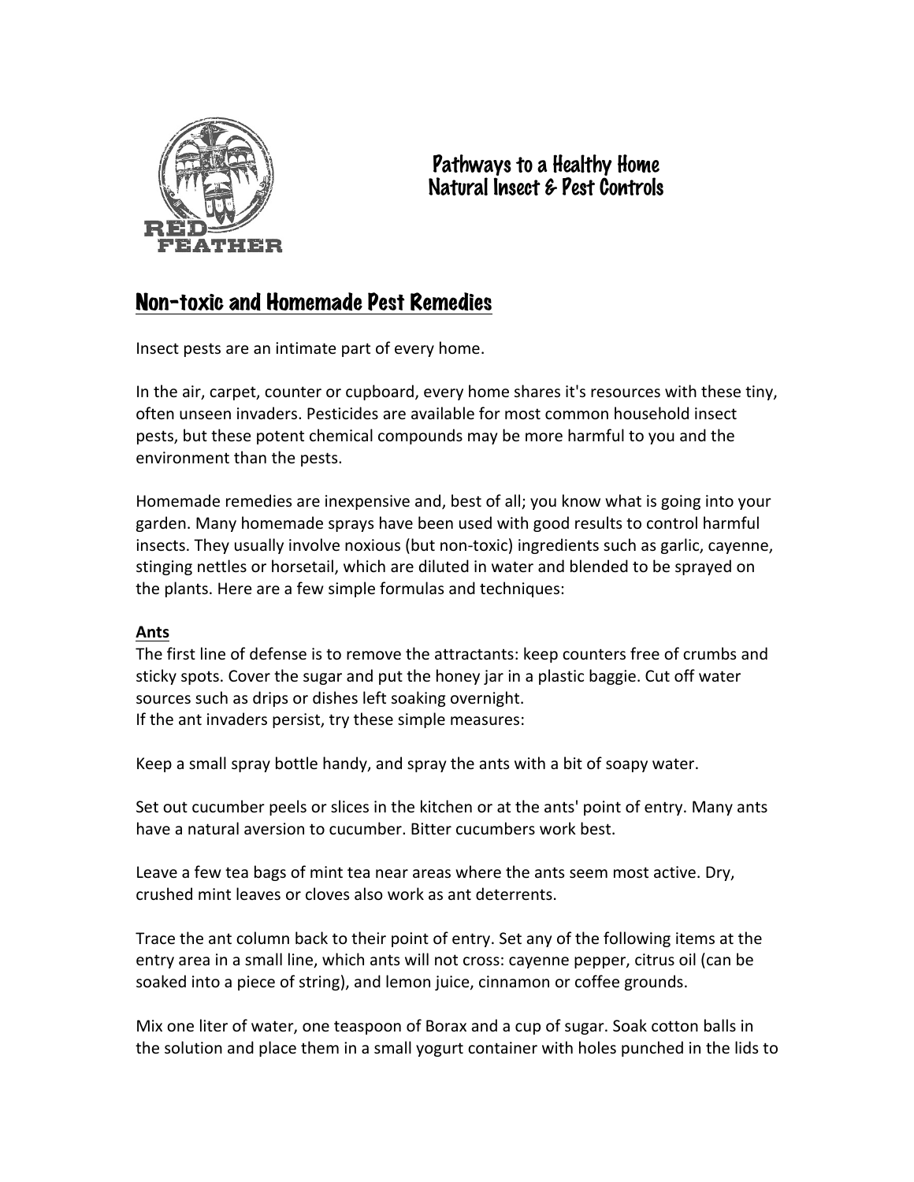# Pathways to a Healthy Home
# Natural Insect & Pest Controls

## Non-toxic and Homemade Pest Remedies

Insect pests are an intimate part of every home.

In the air, carpet, counter or cupboard, every home shares it's resources with these tiny, often unseen invaders. Pesticides are available for most common household insect pests, but these potent chemical compounds may be more harmful to you and the environment than the pests.

Homemade remedies are inexpensive and, best of all; you know what is going into your garden. Many homemade sprays have been used with good results to control harmful insects. They usually involve noxious (but non-toxic) ingredients such as garlic, cayenne, stinging nettles or horsetail, which are diluted in water and blended to be sprayed on the plants. Here are a few simple formulas and techniques:

### Ants

The first line of defense is to remove the attractants: keep counters free of crumbs and sticky spots. Cover the sugar and put the honey jar in a plastic baggie. Cut off water sources such as drips or dishes left soaking overnight.
If the ant invaders persist, try these simple measures:

Keep a small spray bottle handy, and spray the ants with a bit of soapy water.

Set out cucumber peels or slices in the kitchen or at the ants' point of entry. Many ants have a natural aversion to cucumber. Bitter cucumbers work best.

Leave a few tea bags of mint tea near areas where the ants seem most active. Dry, crushed mint leaves or cloves also work as ant deterrents.

Trace the ant column back to their point of entry. Set any of the following items at the entry area in a small line, which ants will not cross: cayenne pepper, citrus oil (can be soaked into a piece of string), and lemon juice, cinnamon or coffee grounds.

Mix one liter of water, one teaspoon of Borax and a cup of sugar. Soak cotton balls in the solution and place them in a small yogurt container with holes punched in the lids to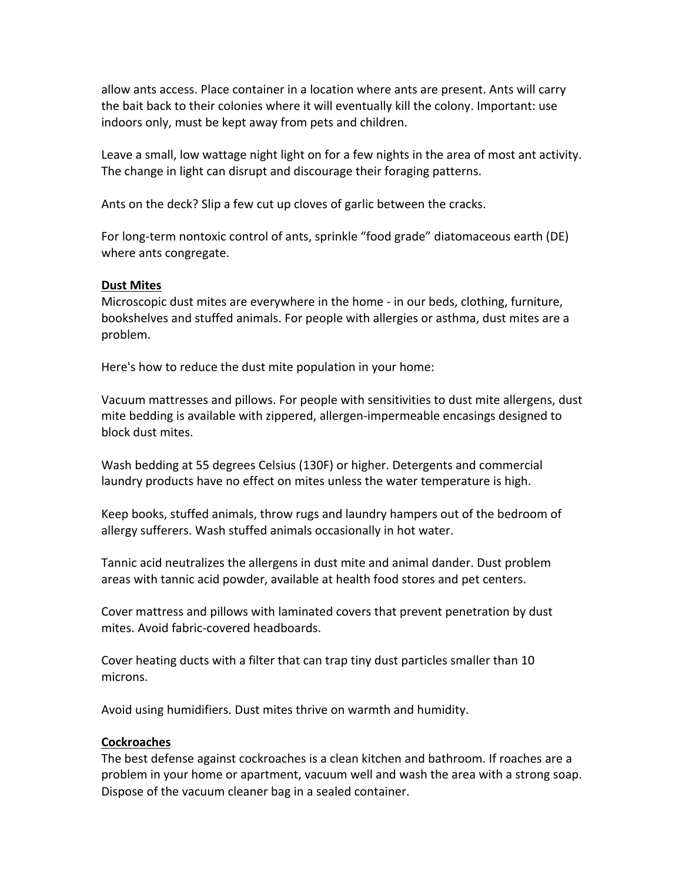allow ants access. Place container in a location where ants are present. Ants will carry the bait back to their colonies where it will eventually kill the colony. Important: use indoors only, must be kept away from pets and children.

Leave a small, low wattage night light on for a few nights in the area of most ant activity. The change in light can disrupt and discourage their foraging patterns.

Ants on the deck? Slip a few cut up cloves of garlic between the cracks.

For long-term nontoxic control of ants, sprinkle "food grade" diatomaceous earth (DE) where ants congregate.

**Dust Mites**

Microscopic dust mites are everywhere in the home - in our beds, clothing, furniture, bookshelves and stuffed animals. For people with allergies or asthma, dust mites are a problem.

Here's how to reduce the dust mite population in your home:

Vacuum mattresses and pillows. For people with sensitivities to dust mite allergens, dust mite bedding is available with zippered, allergen-impermeable encasings designed to block dust mites.

Wash bedding at 55 degrees Celsius (130F) or higher. Detergents and commercial laundry products have no effect on mites unless the water temperature is high.

Keep books, stuffed animals, throw rugs and laundry hampers out of the bedroom of allergy sufferers. Wash stuffed animals occasionally in hot water.

Tannic acid neutralizes the allergens in dust mite and animal dander. Dust problem areas with tannic acid powder, available at health food stores and pet centers.

Cover mattress and pillows with laminated covers that prevent penetration by dust mites. Avoid fabric-covered headboards.

Cover heating ducts with a filter that can trap tiny dust particles smaller than 10 microns.

Avoid using humidifiers. Dust mites thrive on warmth and humidity.

**Cockroaches**

The best defense against cockroaches is a clean kitchen and bathroom. If roaches are a problem in your home or apartment, vacuum well and wash the area with a strong soap. Dispose of the vacuum cleaner bag in a sealed container.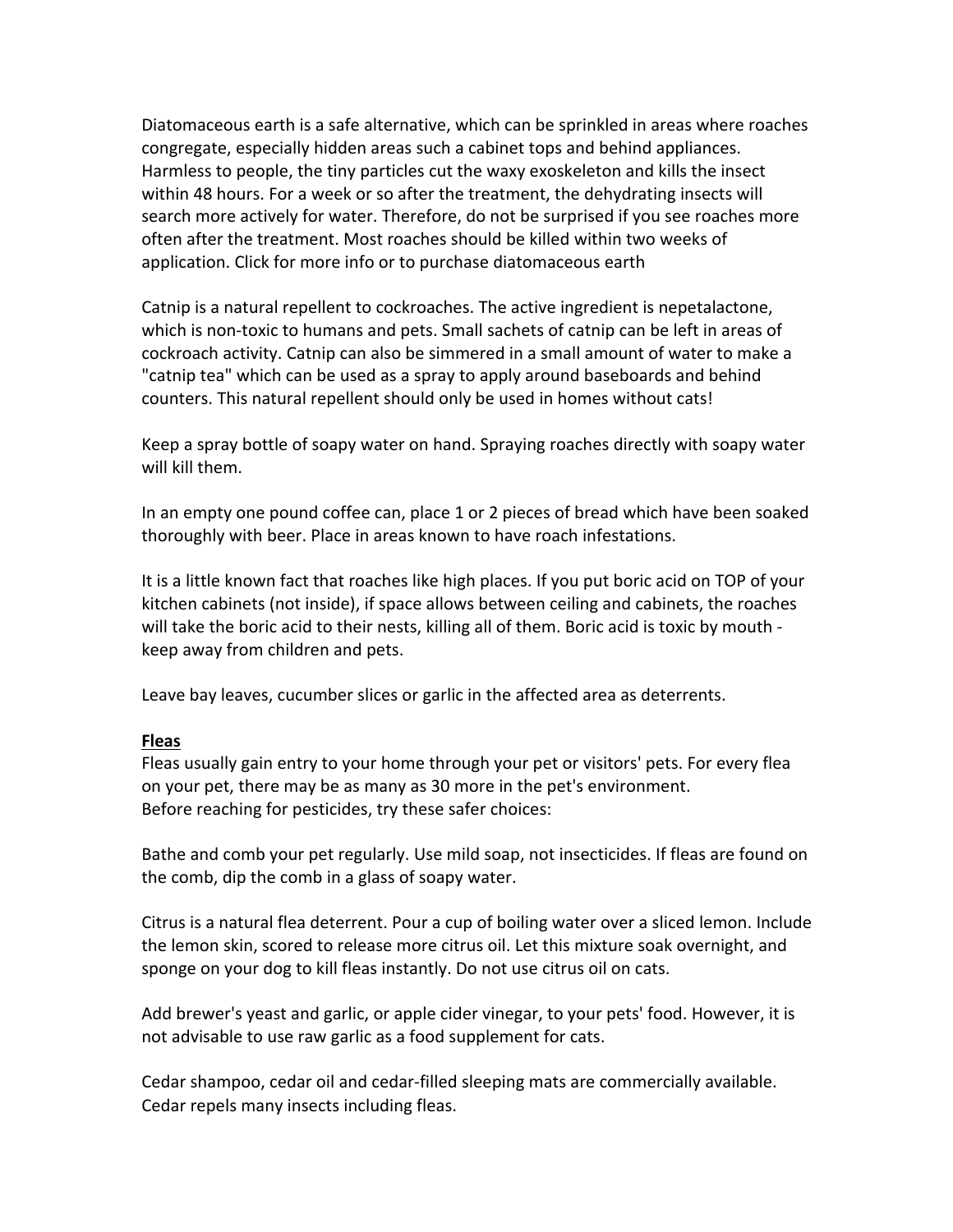Diatomaceous earth is a safe alternative, which can be sprinkled in areas where roaches congregate, especially hidden areas such a cabinet tops and behind appliances. Harmless to people, the tiny particles cut the waxy exoskeleton and kills the insect within 48 hours. For a week or so after the treatment, the dehydrating insects will search more actively for water. Therefore, do not be surprised if you see roaches more often after the treatment. Most roaches should be killed within two weeks of application. Click for more info or to purchase diatomaceous earth

Catnip is a natural repellent to cockroaches. The active ingredient is nepetalactone, which is non-toxic to humans and pets. Small sachets of catnip can be left in areas of cockroach activity. Catnip can also be simmered in a small amount of water to make a "catnip tea" which can be used as a spray to apply around baseboards and behind counters. This natural repellent should only be used in homes without cats!

Keep a spray bottle of soapy water on hand. Spraying roaches directly with soapy water will kill them.

In an empty one pound coffee can, place 1 or 2 pieces of bread which have been soaked thoroughly with beer. Place in areas known to have roach infestations.

It is a little known fact that roaches like high places. If you put boric acid on TOP of your kitchen cabinets (not inside), if space allows between ceiling and cabinets, the roaches will take the boric acid to their nests, killing all of them. Boric acid is toxic by mouth - keep away from children and pets.

Leave bay leaves, cucumber slices or garlic in the affected area as deterrents.

**Fleas**

Fleas usually gain entry to your home through your pet or visitors' pets. For every flea on your pet, there may be as many as 30 more in the pet's environment.
Before reaching for pesticides, try these safer choices:

Bathe and comb your pet regularly. Use mild soap, not insecticides. If fleas are found on the comb, dip the comb in a glass of soapy water.

Citrus is a natural flea deterrent. Pour a cup of boiling water over a sliced lemon. Include the lemon skin, scored to release more citrus oil. Let this mixture soak overnight, and sponge on your dog to kill fleas instantly. Do not use citrus oil on cats.

Add brewer's yeast and garlic, or apple cider vinegar, to your pets' food. However, it is not advisable to use raw garlic as a food supplement for cats.

Cedar shampoo, cedar oil and cedar-filled sleeping mats are commercially available. Cedar repels many insects including fleas.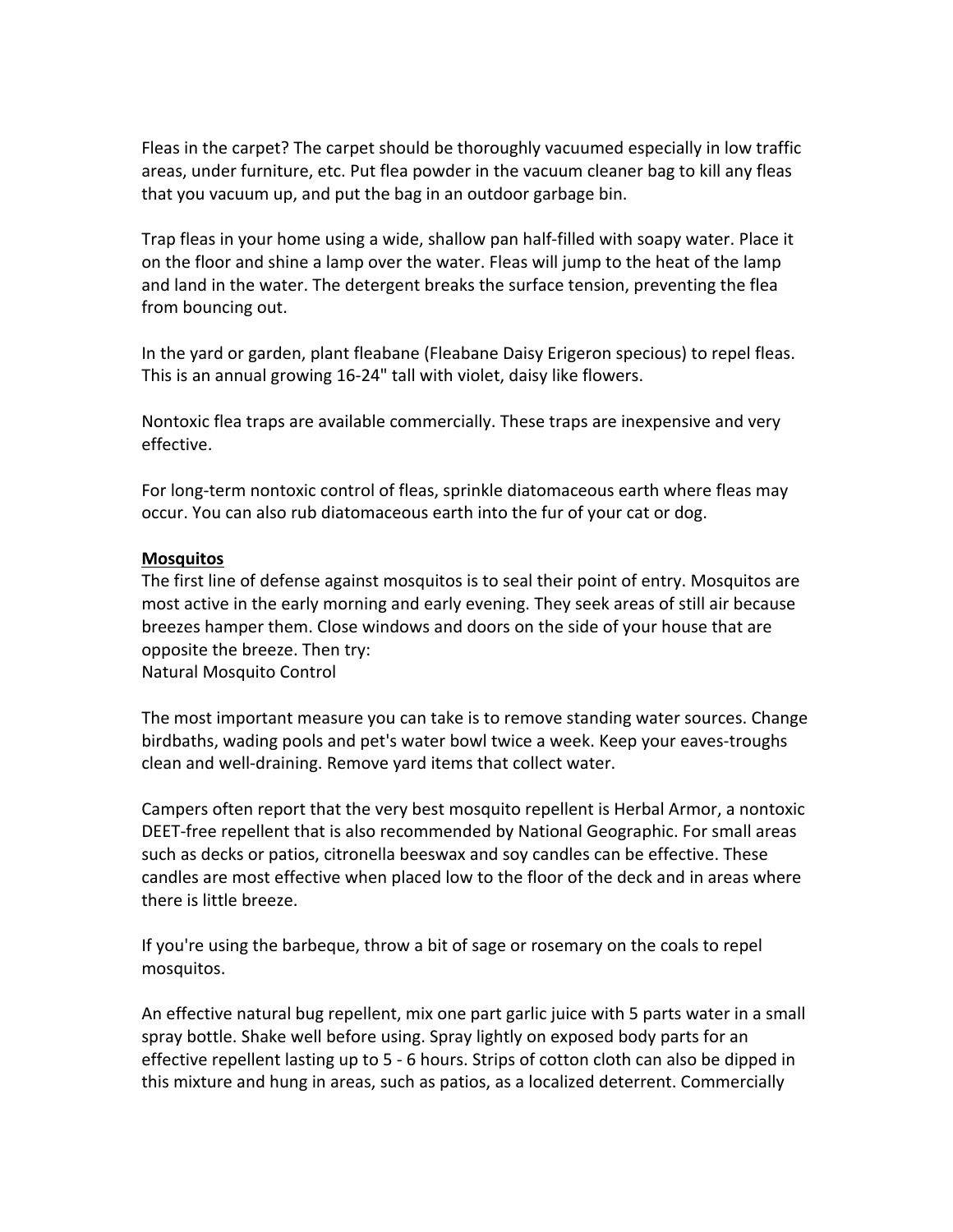Fleas in the carpet? The carpet should be thoroughly vacuumed especially in low traffic areas, under furniture, etc. Put flea powder in the vacuum cleaner bag to kill any fleas that you vacuum up, and put the bag in an outdoor garbage bin.

Trap fleas in your home using a wide, shallow pan half-filled with soapy water. Place it on the floor and shine a lamp over the water. Fleas will jump to the heat of the lamp and land in the water. The detergent breaks the surface tension, preventing the flea from bouncing out.

In the yard or garden, plant fleabane (Fleabane Daisy Erigeron specious) to repel fleas. This is an annual growing 16-24" tall with violet, daisy like flowers.

Nontoxic flea traps are available commercially. These traps are inexpensive and very effective.

For long-term nontoxic control of fleas, sprinkle diatomaceous earth where fleas may occur. You can also rub diatomaceous earth into the fur of your cat or dog.

**<u>Mosquitos</u>**
The first line of defense against mosquitos is to seal their point of entry. Mosquitos are most active in the early morning and early evening. They seek areas of still air because breezes hamper them. Close windows and doors on the side of your house that are opposite the breeze. Then try:
Natural Mosquito Control

The most important measure you can take is to remove standing water sources. Change birdbaths, wading pools and pet's water bowl twice a week. Keep your eaves-troughs clean and well-draining. Remove yard items that collect water.

Campers often report that the very best mosquito repellent is Herbal Armor, a nontoxic DEET-free repellent that is also recommended by National Geographic. For small areas such as decks or patios, citronella beeswax and soy candles can be effective. These candles are most effective when placed low to the floor of the deck and in areas where there is little breeze.

If you're using the barbeque, throw a bit of sage or rosemary on the coals to repel mosquitos.

An effective natural bug repellent, mix one part garlic juice with 5 parts water in a small spray bottle. Shake well before using. Spray lightly on exposed body parts for an effective repellent lasting up to 5 - 6 hours. Strips of cotton cloth can also be dipped in this mixture and hung in areas, such as patios, as a localized deterrent. Commercially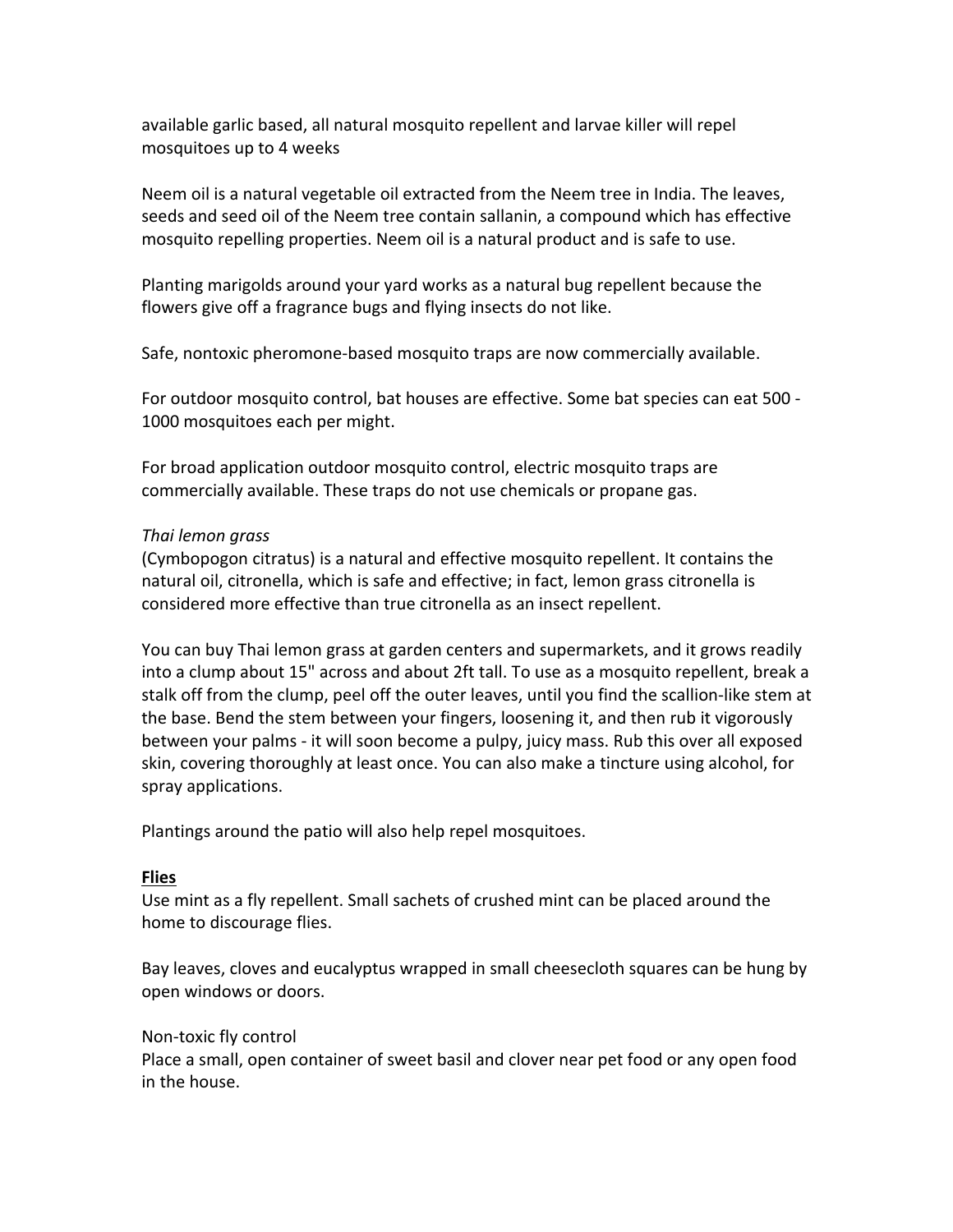available garlic based, all natural mosquito repellent and larvae killer will repel mosquitoes up to 4 weeks

Neem oil is a natural vegetable oil extracted from the Neem tree in India. The leaves, seeds and seed oil of the Neem tree contain sallanin, a compound which has effective mosquito repelling properties. Neem oil is a natural product and is safe to use.

Planting marigolds around your yard works as a natural bug repellent because the flowers give off a fragrance bugs and flying insects do not like.

Safe, nontoxic pheromone-based mosquito traps are now commercially available.

For outdoor mosquito control, bat houses are effective. Some bat species can eat 500 - 1000 mosquitoes each per might.

For broad application outdoor mosquito control, electric mosquito traps are commercially available. These traps do not use chemicals or propane gas.

*Thai lemon grass*
(Cymbopogon citratus) is a natural and effective mosquito repellent. It contains the natural oil, citronella, which is safe and effective; in fact, lemon grass citronella is considered more effective than true citronella as an insect repellent.

You can buy Thai lemon grass at garden centers and supermarkets, and it grows readily into a clump about 15" across and about 2ft tall. To use as a mosquito repellent, break a stalk off from the clump, peel off the outer leaves, until you find the scallion-like stem at the base. Bend the stem between your fingers, loosening it, and then rub it vigorously between your palms - it will soon become a pulpy, juicy mass. Rub this over all exposed skin, covering thoroughly at least once. You can also make a tincture using alcohol, for spray applications.

Plantings around the patio will also help repel mosquitoes.

**<u>Flies</u>**
Use mint as a fly repellent. Small sachets of crushed mint can be placed around the home to discourage flies.

Bay leaves, cloves and eucalyptus wrapped in small cheesecloth squares can be hung by open windows or doors.

Non-toxic fly control
Place a small, open container of sweet basil and clover near pet food or any open food in the house.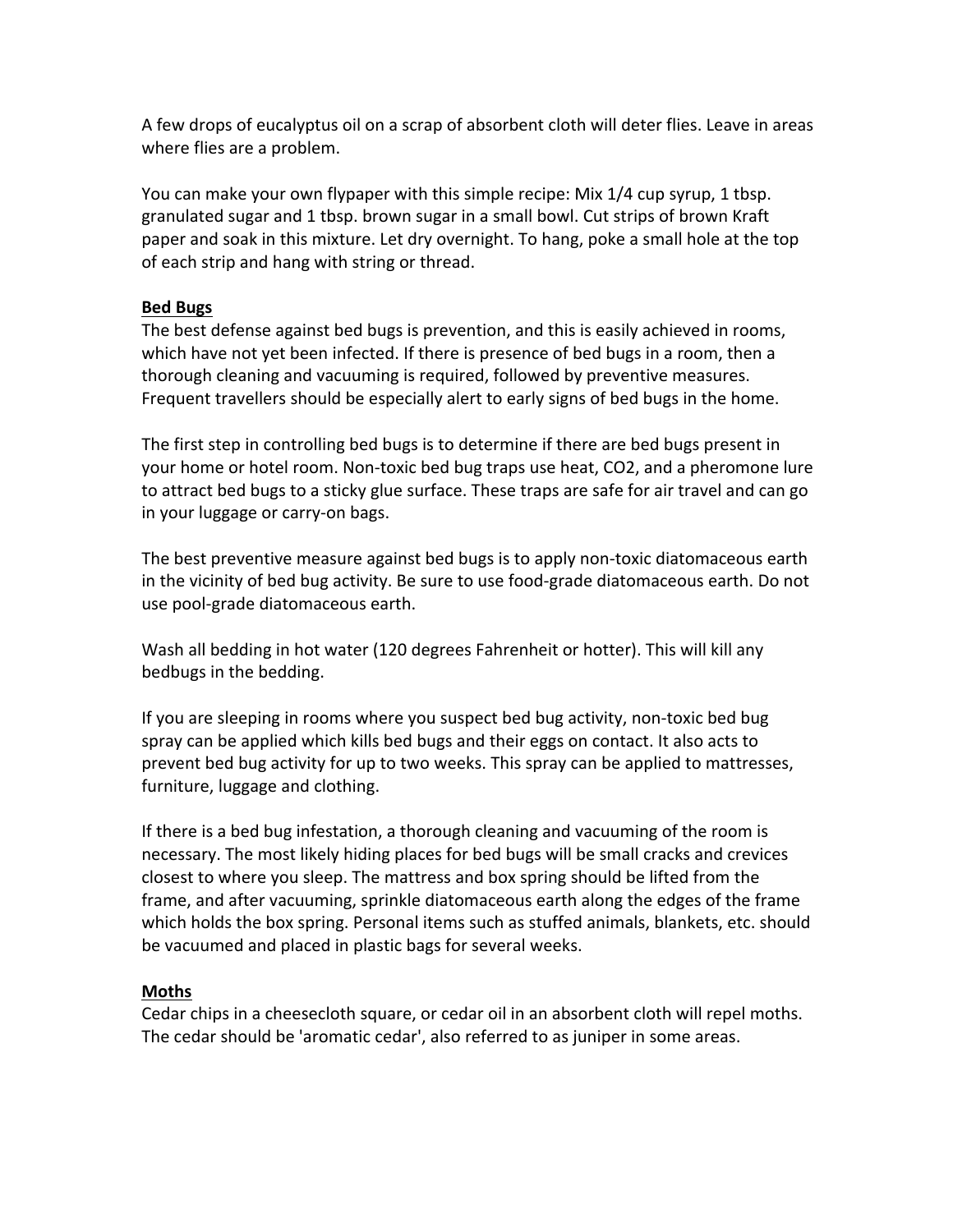A few drops of eucalyptus oil on a scrap of absorbent cloth will deter flies. Leave in areas where flies are a problem.

You can make your own flypaper with this simple recipe: Mix 1/4 cup syrup, 1 tbsp. granulated sugar and 1 tbsp. brown sugar in a small bowl. Cut strips of brown Kraft paper and soak in this mixture. Let dry overnight. To hang, poke a small hole at the top of each strip and hang with string or thread.

**Bed Bugs**

The best defense against bed bugs is prevention, and this is easily achieved in rooms, which have not yet been infected. If there is presence of bed bugs in a room, then a thorough cleaning and vacuuming is required, followed by preventive measures. Frequent travellers should be especially alert to early signs of bed bugs in the home.

The first step in controlling bed bugs is to determine if there are bed bugs present in your home or hotel room. Non-toxic bed bug traps use heat, $CO_2$, and a pheromone lure to attract bed bugs to a sticky glue surface. These traps are safe for air travel and can go in your luggage or carry-on bags.

The best preventive measure against bed bugs is to apply non-toxic diatomaceous earth in the vicinity of bed bug activity. Be sure to use food-grade diatomaceous earth. Do not use pool-grade diatomaceous earth.

Wash all bedding in hot water (120 degrees Fahrenheit or hotter). This will kill any bedbugs in the bedding.

If you are sleeping in rooms where you suspect bed bug activity, non-toxic bed bug spray can be applied which kills bed bugs and their eggs on contact. It also acts to prevent bed bug activity for up to two weeks. This spray can be applied to mattresses, furniture, luggage and clothing.

If there is a bed bug infestation, a thorough cleaning and vacuuming of the room is necessary. The most likely hiding places for bed bugs will be small cracks and crevices closest to where you sleep. The mattress and box spring should be lifted from the frame, and after vacuuming, sprinkle diatomaceous earth along the edges of the frame which holds the box spring. Personal items such as stuffed animals, blankets, etc. should be vacuumed and placed in plastic bags for several weeks.

**Moths**

Cedar chips in a cheesecloth square, or cedar oil in an absorbent cloth will repel moths. The cedar should be 'aromatic cedar', also referred to as juniper in some areas.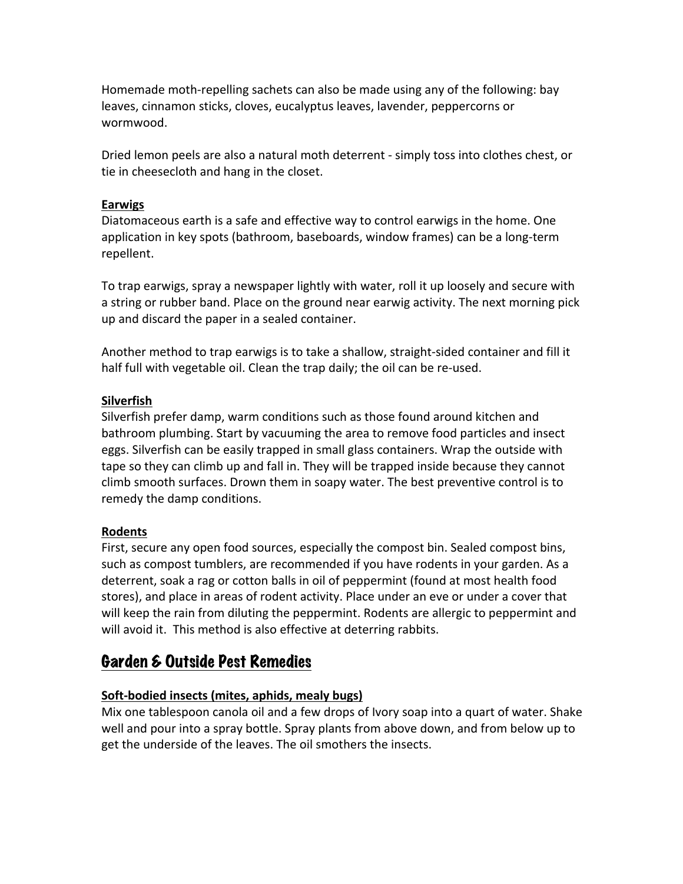Homemade moth-repelling sachets can also be made using any of the following: bay leaves, cinnamon sticks, cloves, eucalyptus leaves, lavender, peppercorns or wormwood.

Dried lemon peels are also a natural moth deterrent - simply toss into clothes chest, or tie in cheesecloth and hang in the closet.

### Earwigs

Diatomaceous earth is a safe and effective way to control earwigs in the home. One application in key spots (bathroom, baseboards, window frames) can be a long-term repellent.

To trap earwigs, spray a newspaper lightly with water, roll it up loosely and secure with a string or rubber band. Place on the ground near earwig activity. The next morning pick up and discard the paper in a sealed container.

Another method to trap earwigs is to take a shallow, straight-sided container and fill it half full with vegetable oil. Clean the trap daily; the oil can be re-used.

### Silverfish

Silverfish prefer damp, warm conditions such as those found around kitchen and bathroom plumbing. Start by vacuuming the area to remove food particles and insect eggs. Silverfish can be easily trapped in small glass containers. Wrap the outside with tape so they can climb up and fall in. They will be trapped inside because they cannot climb smooth surfaces. Drown them in soapy water. The best preventive control is to remedy the damp conditions.

### Rodents

First, secure any open food sources, especially the compost bin. Sealed compost bins, such as compost tumblers, are recommended if you have rodents in your garden. As a deterrent, soak a rag or cotton balls in oil of peppermint (found at most health food stores), and place in areas of rodent activity. Place under an eve or under a cover that will keep the rain from diluting the peppermint. Rodents are allergic to peppermint and will avoid it. This method is also effective at deterring rabbits.

## Garden & Outside Pest Remedies

### Soft-bodied insects (mites, aphids, mealy bugs)

Mix one tablespoon canola oil and a few drops of Ivory soap into a quart of water. Shake well and pour into a spray bottle. Spray plants from above down, and from below up to get the underside of the leaves. The oil smothers the insects.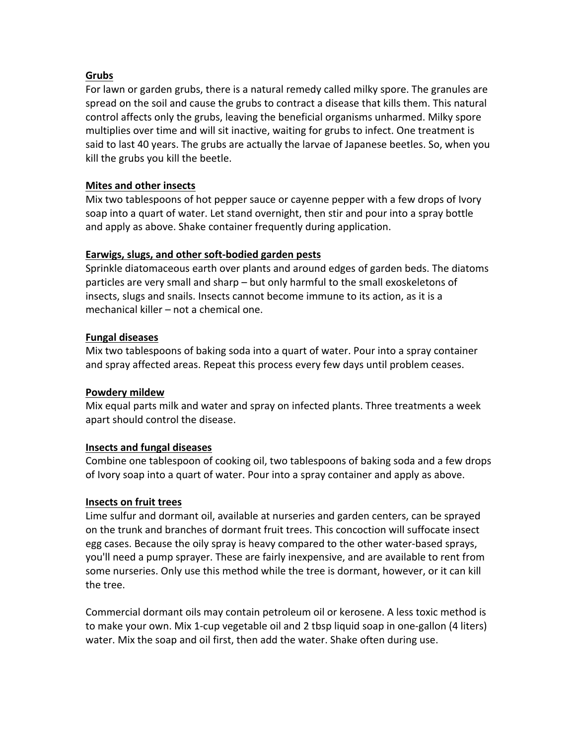**Grubs**

For lawn or garden grubs, there is a natural remedy called milky spore. The granules are spread on the soil and cause the grubs to contract a disease that kills them. This natural control affects only the grubs, leaving the beneficial organisms unharmed. Milky spore multiplies over time and will sit inactive, waiting for grubs to infect. One treatment is said to last 40 years. The grubs are actually the larvae of Japanese beetles. So, when you kill the grubs you kill the beetle.

**Mites and other insects**

Mix two tablespoons of hot pepper sauce or cayenne pepper with a few drops of Ivory soap into a quart of water. Let stand overnight, then stir and pour into a spray bottle and apply as above. Shake container frequently during application.

**Earwigs, slugs, and other soft-bodied garden pests**

Sprinkle diatomaceous earth over plants and around edges of garden beds. The diatoms particles are very small and sharp – but only harmful to the small exoskeletons of insects, slugs and snails. Insects cannot become immune to its action, as it is a mechanical killer – not a chemical one.

**Fungal diseases**

Mix two tablespoons of baking soda into a quart of water. Pour into a spray container and spray affected areas. Repeat this process every few days until problem ceases.

**Powdery mildew**

Mix equal parts milk and water and spray on infected plants. Three treatments a week apart should control the disease.

**Insects and fungal diseases**

Combine one tablespoon of cooking oil, two tablespoons of baking soda and a few drops of Ivory soap into a quart of water. Pour into a spray container and apply as above.

**Insects on fruit trees**

Lime sulfur and dormant oil, available at nurseries and garden centers, can be sprayed on the trunk and branches of dormant fruit trees. This concoction will suffocate insect egg cases. Because the oily spray is heavy compared to the other water-based sprays, you'll need a pump sprayer. These are fairly inexpensive, and are available to rent from some nurseries. Only use this method while the tree is dormant, however, or it can kill the tree.

Commercial dormant oils may contain petroleum oil or kerosene. A less toxic method is to make your own. Mix 1-cup vegetable oil and 2 tbsp liquid soap in one-gallon (4 liters) water. Mix the soap and oil first, then add the water. Shake often during use.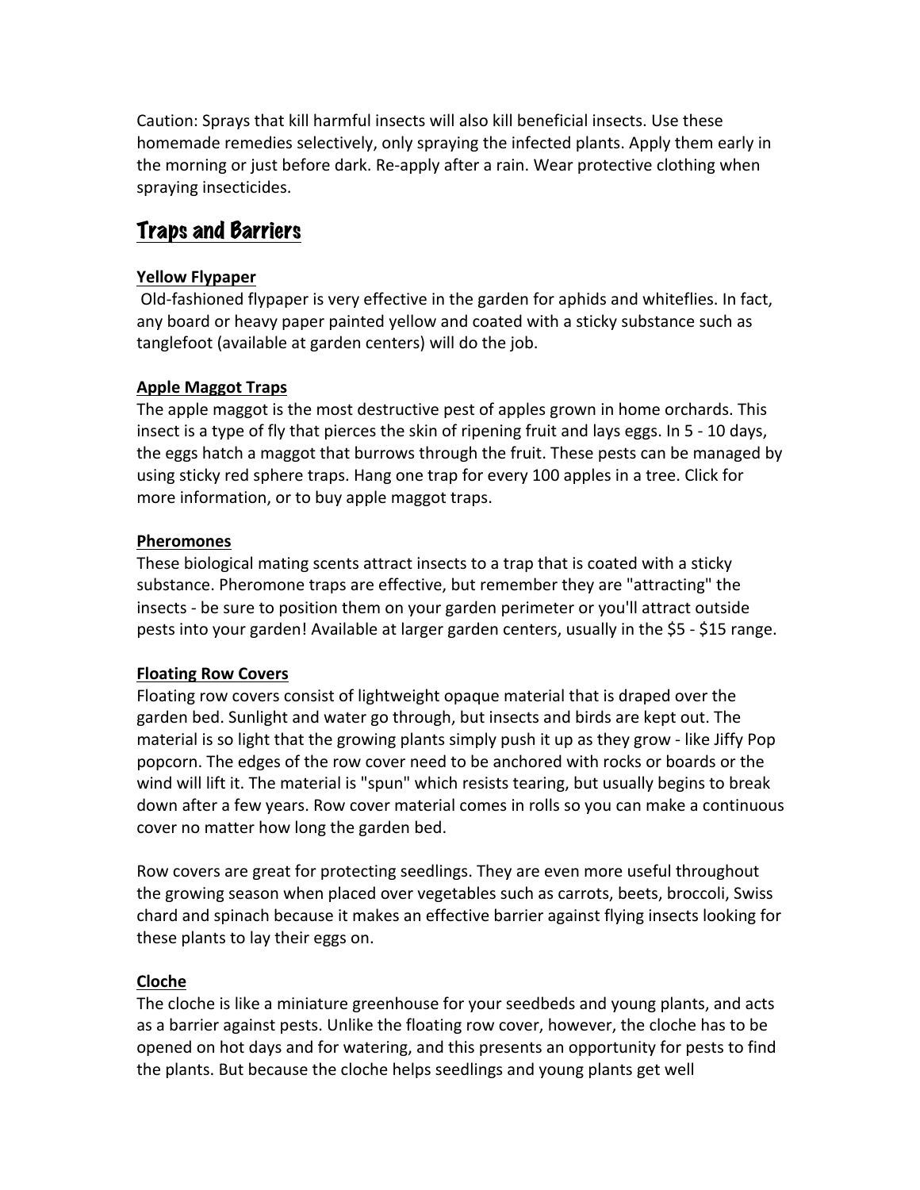Caution: Sprays that kill harmful insects will also kill beneficial insects. Use these homemade remedies selectively, only spraying the infected plants. Apply them early in the morning or just before dark. Re-apply after a rain. Wear protective clothing when spraying insecticides.

## Traps and Barriers

### Yellow Flypaper

Old-fashioned flypaper is very effective in the garden for aphids and whiteflies. In fact, any board or heavy paper painted yellow and coated with a sticky substance such as tanglefoot (available at garden centers) will do the job.

### Apple Maggot Traps

The apple maggot is the most destructive pest of apples grown in home orchards. This insect is a type of fly that pierces the skin of ripening fruit and lays eggs. In 5 - 10 days, the eggs hatch a maggot that burrows through the fruit. These pests can be managed by using sticky red sphere traps. Hang one trap for every 100 apples in a tree. Click for more information, or to buy apple maggot traps.

### Pheromones

These biological mating scents attract insects to a trap that is coated with a sticky substance. Pheromone traps are effective, but remember they are "attracting" the insects - be sure to position them on your garden perimeter or you'll attract outside pests into your garden! Available at larger garden centers, usually in the $5 - $15 range.

### Floating Row Covers

Floating row covers consist of lightweight opaque material that is draped over the garden bed. Sunlight and water go through, but insects and birds are kept out. The material is so light that the growing plants simply push it up as they grow - like Jiffy Pop popcorn. The edges of the row cover need to be anchored with rocks or boards or the wind will lift it. The material is "spun" which resists tearing, but usually begins to break down after a few years. Row cover material comes in rolls so you can make a continuous cover no matter how long the garden bed.

Row covers are great for protecting seedlings. They are even more useful throughout the growing season when placed over vegetables such as carrots, beets, broccoli, Swiss chard and spinach because it makes an effective barrier against flying insects looking for these plants to lay their eggs on.

### Cloche

The cloche is like a miniature greenhouse for your seedbeds and young plants, and acts as a barrier against pests. Unlike the floating row cover, however, the cloche has to be opened on hot days and for watering, and this presents an opportunity for pests to find the plants. But because the cloche helps seedlings and young plants get well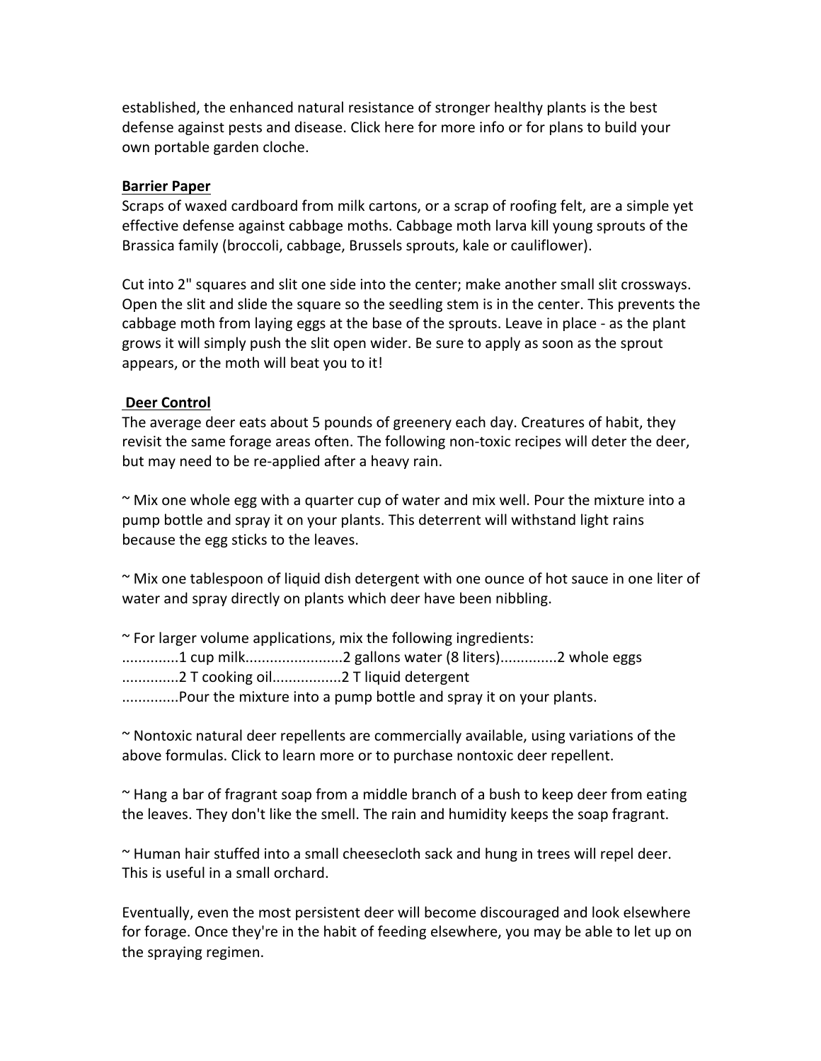established, the enhanced natural resistance of stronger healthy plants is the best defense against pests and disease. Click here for more info or for plans to build your own portable garden cloche.

**Barrier Paper**

Scraps of waxed cardboard from milk cartons, or a scrap of roofing felt, are a simple yet effective defense against cabbage moths. Cabbage moth larva kill young sprouts of the Brassica family (broccoli, cabbage, Brussels sprouts, kale or cauliflower).

Cut into 2" squares and slit one side into the center; make another small slit crossways. Open the slit and slide the square so the seedling stem is in the center. This prevents the cabbage moth from laying eggs at the base of the sprouts. Leave in place - as the plant grows it will simply push the slit open wider. Be sure to apply as soon as the sprout appears, or the moth will beat you to it!

**Deer Control**

The average deer eats about 5 pounds of greenery each day. Creatures of habit, they revisit the same forage areas often. The following non-toxic recipes will deter the deer, but may need to be re-applied after a heavy rain.

~ Mix one whole egg with a quarter cup of water and mix well. Pour the mixture into a pump bottle and spray it on your plants. This deterrent will withstand light rains because the egg sticks to the leaves.

~ Mix one tablespoon of liquid dish detergent with one ounce of hot sauce in one liter of water and spray directly on plants which deer have been nibbling.

~ For larger volume applications, mix the following ingredients:
..............1 cup milk........................2 gallons water (8 liters)..............2 whole eggs
..............2 T cooking oil.................2 T liquid detergent
..............Pour the mixture into a pump bottle and spray it on your plants.

~ Nontoxic natural deer repellents are commercially available, using variations of the above formulas. Click to learn more or to purchase nontoxic deer repellent.

~ Hang a bar of fragrant soap from a middle branch of a bush to keep deer from eating the leaves. They don't like the smell. The rain and humidity keeps the soap fragrant.

~ Human hair stuffed into a small cheesecloth sack and hung in trees will repel deer. This is useful in a small orchard.

Eventually, even the most persistent deer will become discouraged and look elsewhere for forage. Once they're in the habit of feeding elsewhere, you may be able to let up on the spraying regimen.